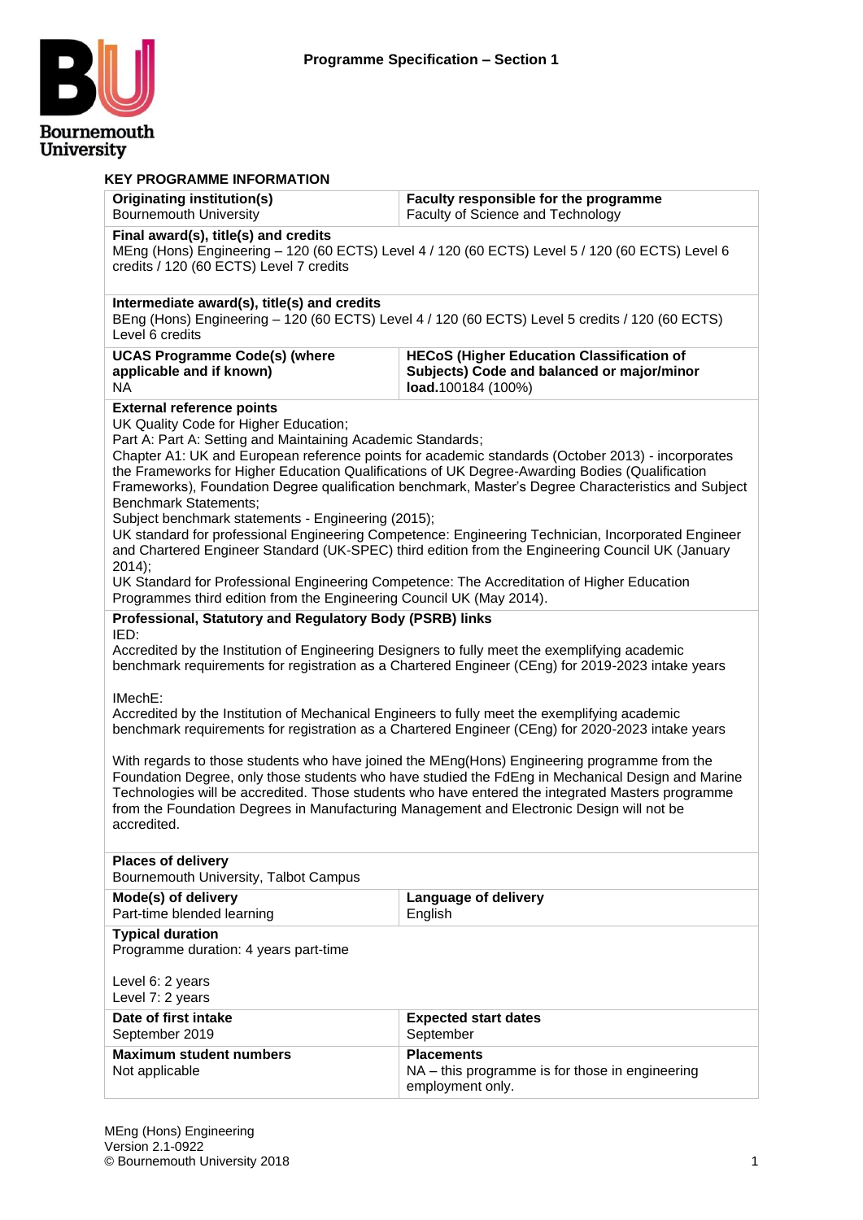# Programme Specification – Section 1

## KEY PROGRAMME INFORMATION

| **Originating institution(s)**<br>Bournemouth University | **Faculty responsible for the programme**<br>Faculty of Science and Technology |
|---|---|
| **Final award(s), title(s) and credits**<br>MEng (Hons) Engineering – 120 (60 ECTS) Level 4 / 120 (60 ECTS) Level 5 / 120 (60 ECTS) Level 6 credits / 120 (60 ECTS) Level 7 credits | |
| **Intermediate award(s), title(s) and credits**<br>BEng (Hons) Engineering – 120 (60 ECTS) Level 4 / 120 (60 ECTS) Level 5 credits / 120 (60 ECTS) Level 6 credits | |
| **UCAS Programme Code(s) (where applicable and if known)**<br>NA | **HECoS (Higher Education Classification of Subjects) Code and balanced or major/minor load.**100184 (100%) |
| **External reference points**<br>UK Quality Code for Higher Education;<br>Part A: Part A: Setting and Maintaining Academic Standards;<br>Chapter A1: UK and European reference points for academic standards (October 2013) - incorporates the Frameworks for Higher Education Qualifications of UK Degree-Awarding Bodies (Qualification Frameworks), Foundation Degree qualification benchmark, Master's Degree Characteristics and Subject Benchmark Statements;<br>Subject benchmark statements - Engineering (2015);<br>UK standard for professional Engineering Competence: Engineering Technician, Incorporated Engineer and Chartered Engineer Standard (UK-SPEC) third edition from the Engineering Council UK (January 2014);<br>UK Standard for Professional Engineering Competence: The Accreditation of Higher Education Programmes third edition from the Engineering Council UK (May 2014). | |
| **Professional, Statutory and Regulatory Body (PSRB) links**<br>IED:<br>Accredited by the Institution of Engineering Designers to fully meet the exemplifying academic benchmark requirements for registration as a Chartered Engineer (CEng) for 2019-2023 intake years<br><br>IMechE:<br>Accredited by the Institution of Mechanical Engineers to fully meet the exemplifying academic benchmark requirements for registration as a Chartered Engineer (CEng) for 2020-2023 intake years<br><br>With regards to those students who have joined the MEng(Hons) Engineering programme from the Foundation Degree, only those students who have studied the FdEng in Mechanical Design and Marine Technologies will be accredited. Those students who have entered the integrated Masters programme from the Foundation Degrees in Manufacturing Management and Electronic Design will not be accredited. | |
| **Places of delivery**<br>Bournemouth University, Talbot Campus | |
| **Mode(s) of delivery**<br>Part-time blended learning | **Language of delivery**<br>English |
| **Typical duration**<br>Programme duration: 4 years part-time<br><br>Level 6: 2 years<br>Level 7: 2 years | |
| **Date of first intake**<br>September 2019 | **Expected start dates**<br>September |
| **Maximum student numbers**<br>Not applicable | **Placements**<br>NA – this programme is for those in engineering employment only. |

MEng (Hons) Engineering
Version 2.1-0922
© Bournemouth University 2018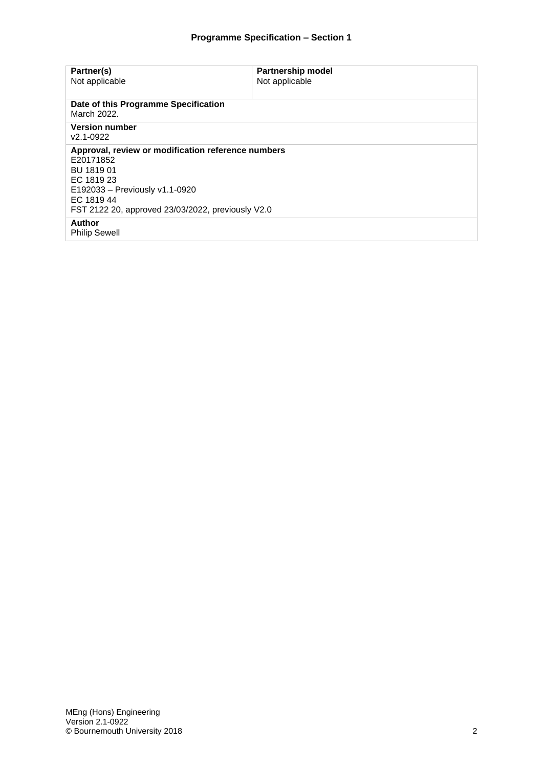## Programme Specification – Section 1

| **Partner(s)**<br>Not applicable | **Partnership model**<br>Not applicable |
|---|---|
| **Date of this Programme Specification**<br>March 2022. | |
| **Version number**<br>v2.1-0922 | |
| **Approval, review or modification reference numbers**<br>E20171852<br>BU 1819 01<br>EC 1819 23<br>E192033 – Previously v1.1-0920<br>EC 1819 44<br>FST 2122 20, approved 23/03/2022, previously V2.0 | |
| **Author**<br>Philip Sewell | |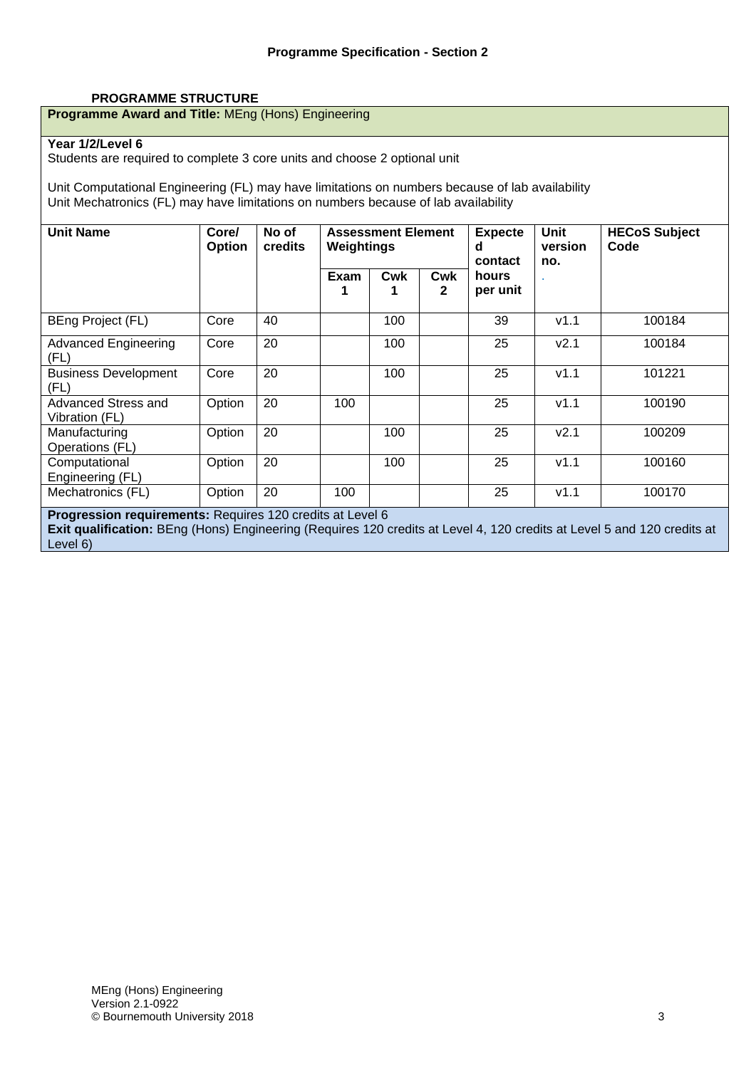**Programme Specification - Section 2**

**PROGRAMME STRUCTURE**

**Programme Award and Title:** MEng (Hons) Engineering

**Year 1/2/Level 6**

Students are required to complete 3 core units and choose 2 optional unit

Unit Computational Engineering (FL) may have limitations on numbers because of lab availability
Unit Mechatronics (FL) may have limitations on numbers because of lab availability

| Unit Name | Core/ Option | No of credits | Assessment Element Weightings | | | Expected contact hours per unit | Unit version no. | HECoS Subject Code |
|---|---|---|---|---|---|---|---|---|
| | | | Exam 1 | Cwk 1 | Cwk 2 | | | |
| BEng Project (FL) | Core | 40 | | 100 | | 39 | v1.1 | 100184 |
| Advanced Engineering (FL) | Core | 20 | | 100 | | 25 | v2.1 | 100184 |
| Business Development (FL) | Core | 20 | | 100 | | 25 | v1.1 | 101221 |
| Advanced Stress and Vibration (FL) | Option | 20 | 100 | | | 25 | v1.1 | 100190 |
| Manufacturing Operations (FL) | Option | 20 | | 100 | | 25 | v2.1 | 100209 |
| Computational Engineering (FL) | Option | 20 | | 100 | | 25 | v1.1 | 100160 |
| Mechatronics (FL) | Option | 20 | 100 | | | 25 | v1.1 | 100170 |

**Progression requirements:** Requires 120 credits at Level 6
**Exit qualification:** BEng (Hons) Engineering (Requires 120 credits at Level 4, 120 credits at Level 5 and 120 credits at Level 6)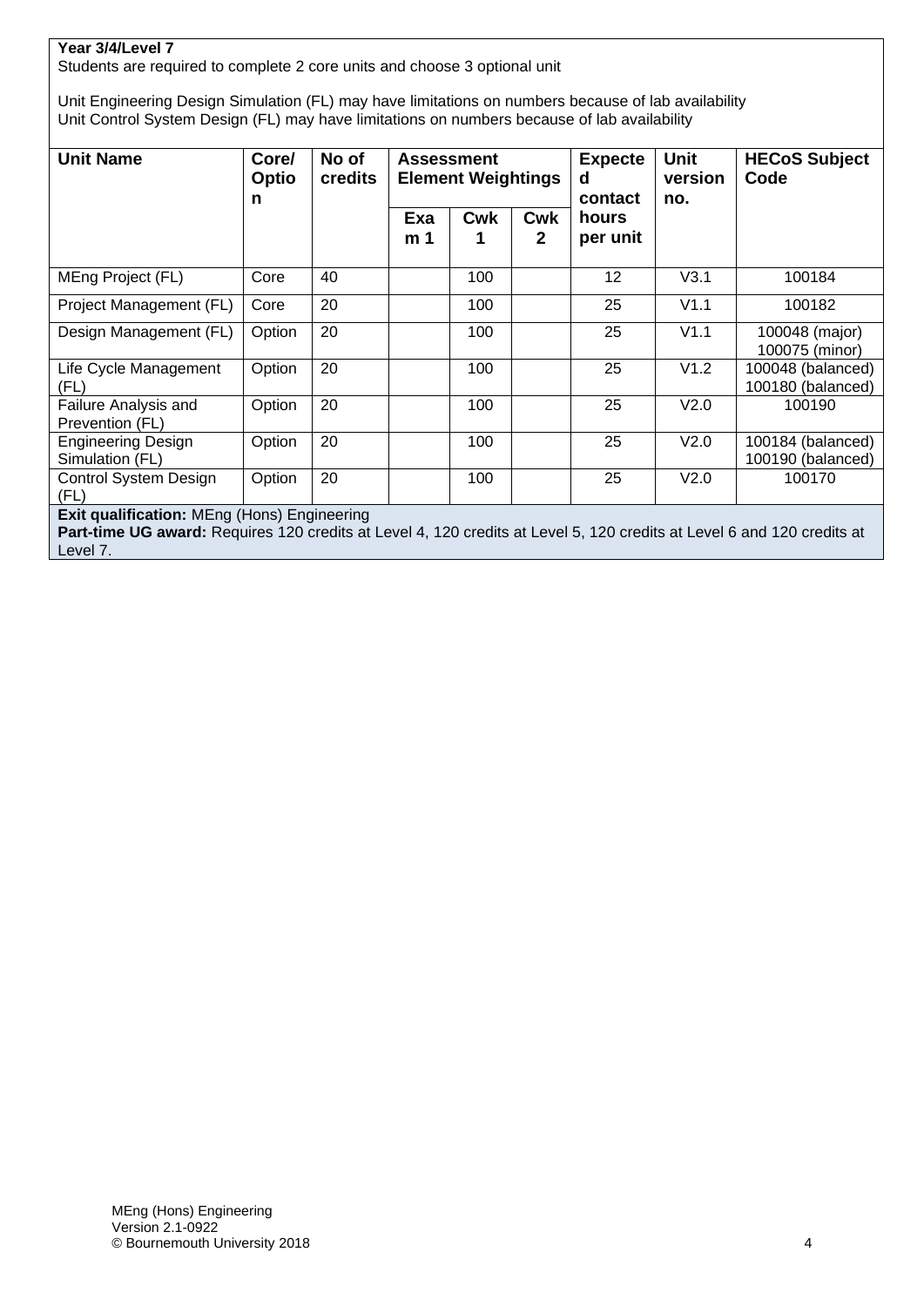**Year 3/4/Level 7**

Students are required to complete 2 core units and choose 3 optional unit

Unit Engineering Design Simulation (FL) may have limitations on numbers because of lab availability
Unit Control System Design (FL) may have limitations on numbers because of lab availability

| Unit Name | Core/ Option | No of credits | Assessment Element Weightings | | | Expected contact hours per unit | Unit version no. | HECoS Subject Code |
|---|---|---|---|---|---|---|---|---|
| | | | Exam 1 | Cwk 1 | Cwk 2 | | | |
| MEng Project (FL) | Core | 40 | | 100 | | 12 | V3.1 | 100184 |
| Project Management (FL) | Core | 20 | | 100 | | 25 | V1.1 | 100182 |
| Design Management (FL) | Option | 20 | | 100 | | 25 | V1.1 | 100048 (major) 100075 (minor) |
| Life Cycle Management (FL) | Option | 20 | | 100 | | 25 | V1.2 | 100048 (balanced) 100180 (balanced) |
| Failure Analysis and Prevention (FL) | Option | 20 | | 100 | | 25 | V2.0 | 100190 |
| Engineering Design Simulation (FL) | Option | 20 | | 100 | | 25 | V2.0 | 100184 (balanced) 100190 (balanced) |
| Control System Design (FL) | Option | 20 | | 100 | | 25 | V2.0 | 100170 |

**Exit qualification:** MEng (Hons) Engineering
**Part-time UG award:** Requires 120 credits at Level 4, 120 credits at Level 5, 120 credits at Level 6 and 120 credits at Level 7.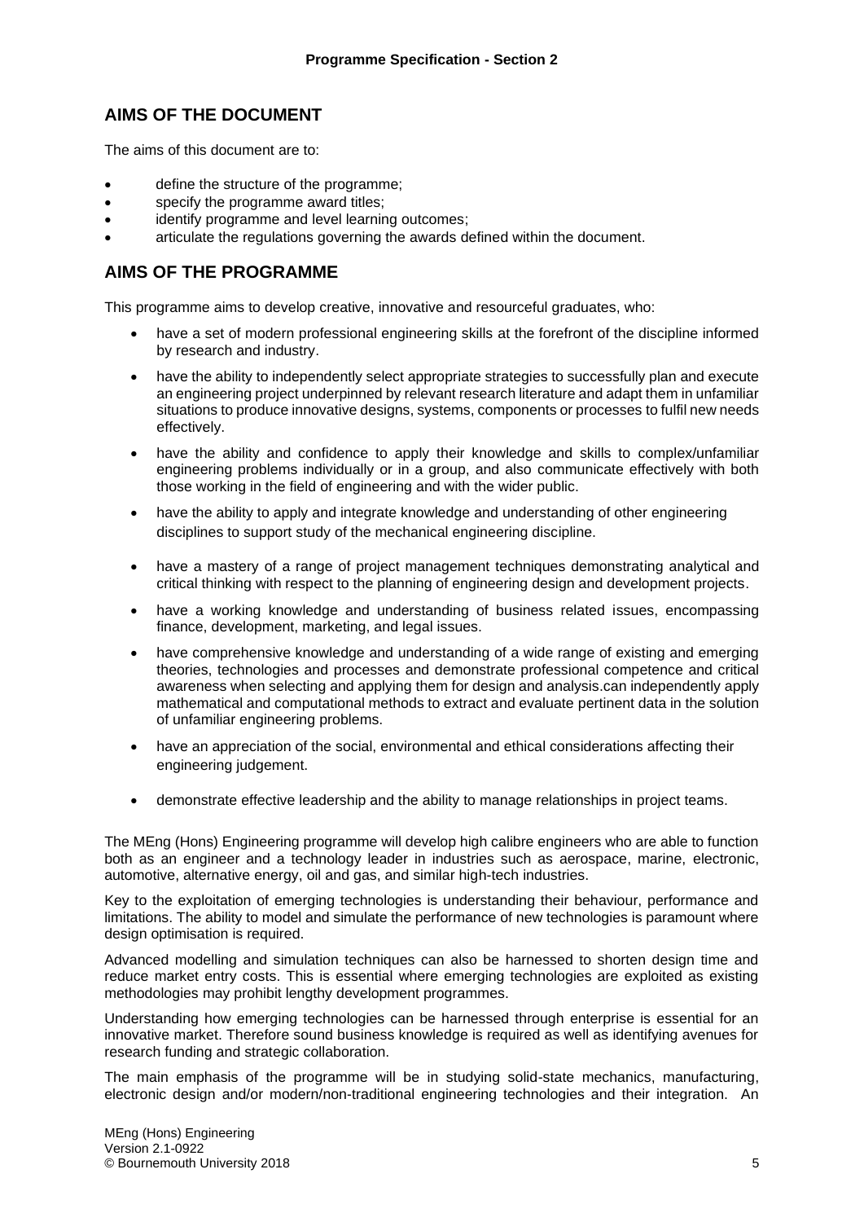## AIMS OF THE DOCUMENT

The aims of this document are to:

- define the structure of the programme;
- specify the programme award titles;
- identify programme and level learning outcomes;
- articulate the regulations governing the awards defined within the document.

## AIMS OF THE PROGRAMME

This programme aims to develop creative, innovative and resourceful graduates, who:

- have a set of modern professional engineering skills at the forefront of the discipline informed by research and industry.
- have the ability to independently select appropriate strategies to successfully plan and execute an engineering project underpinned by relevant research literature and adapt them in unfamiliar situations to produce innovative designs, systems, components or processes to fulfil new needs effectively.
- have the ability and confidence to apply their knowledge and skills to complex/unfamiliar engineering problems individually or in a group, and also communicate effectively with both those working in the field of engineering and with the wider public.
- have the ability to apply and integrate knowledge and understanding of other engineering disciplines to support study of the mechanical engineering discipline.
- have a mastery of a range of project management techniques demonstrating analytical and critical thinking with respect to the planning of engineering design and development projects.
- have a working knowledge and understanding of business related issues, encompassing finance, development, marketing, and legal issues.
- have comprehensive knowledge and understanding of a wide range of existing and emerging theories, technologies and processes and demonstrate professional competence and critical awareness when selecting and applying them for design and analysis.can independently apply mathematical and computational methods to extract and evaluate pertinent data in the solution of unfamiliar engineering problems.
- have an appreciation of the social, environmental and ethical considerations affecting their engineering judgement.
- demonstrate effective leadership and the ability to manage relationships in project teams.

The MEng (Hons) Engineering programme will develop high calibre engineers who are able to function both as an engineer and a technology leader in industries such as aerospace, marine, electronic, automotive, alternative energy, oil and gas, and similar high-tech industries.

Key to the exploitation of emerging technologies is understanding their behaviour, performance and limitations. The ability to model and simulate the performance of new technologies is paramount where design optimisation is required.

Advanced modelling and simulation techniques can also be harnessed to shorten design time and reduce market entry costs. This is essential where emerging technologies are exploited as existing methodologies may prohibit lengthy development programmes.

Understanding how emerging technologies can be harnessed through enterprise is essential for an innovative market. Therefore sound business knowledge is required as well as identifying avenues for research funding and strategic collaboration.

The main emphasis of the programme will be in studying solid-state mechanics, manufacturing, electronic design and/or modern/non-traditional engineering technologies and their integration. An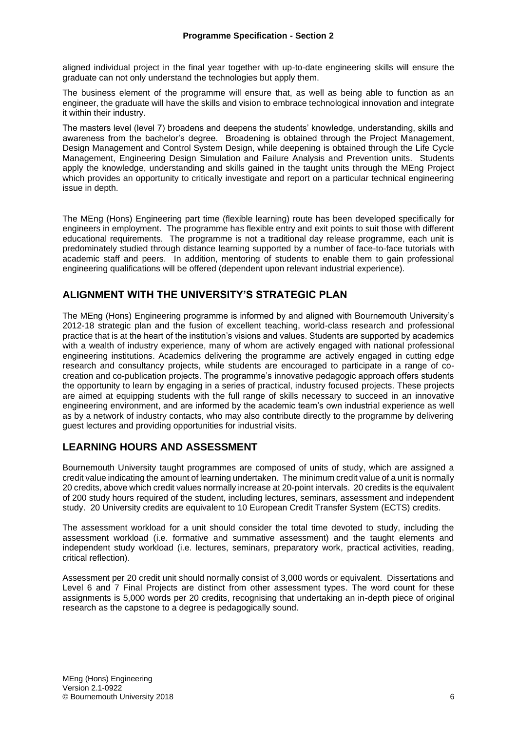aligned individual project in the final year together with up-to-date engineering skills will ensure the graduate can not only understand the technologies but apply them.

The business element of the programme will ensure that, as well as being able to function as an engineer, the graduate will have the skills and vision to embrace technological innovation and integrate it within their industry.

The masters level (level 7) broadens and deepens the students' knowledge, understanding, skills and awareness from the bachelor's degree. Broadening is obtained through the Project Management, Design Management and Control System Design, while deepening is obtained through the Life Cycle Management, Engineering Design Simulation and Failure Analysis and Prevention units. Students apply the knowledge, understanding and skills gained in the taught units through the MEng Project which provides an opportunity to critically investigate and report on a particular technical engineering issue in depth.

The MEng (Hons) Engineering part time (flexible learning) route has been developed specifically for engineers in employment. The programme has flexible entry and exit points to suit those with different educational requirements. The programme is not a traditional day release programme, each unit is predominately studied through distance learning supported by a number of face-to-face tutorials with academic staff and peers. In addition, mentoring of students to enable them to gain professional engineering qualifications will be offered (dependent upon relevant industrial experience).

## ALIGNMENT WITH THE UNIVERSITY'S STRATEGIC PLAN

The MEng (Hons) Engineering programme is informed by and aligned with Bournemouth University's 2012-18 strategic plan and the fusion of excellent teaching, world-class research and professional practice that is at the heart of the institution's visions and values. Students are supported by academics with a wealth of industry experience, many of whom are actively engaged with national professional engineering institutions. Academics delivering the programme are actively engaged in cutting edge research and consultancy projects, while students are encouraged to participate in a range of co-creation and co-publication projects. The programme's innovative pedagogic approach offers students the opportunity to learn by engaging in a series of practical, industry focused projects. These projects are aimed at equipping students with the full range of skills necessary to succeed in an innovative engineering environment, and are informed by the academic team's own industrial experience as well as by a network of industry contacts, who may also contribute directly to the programme by delivering guest lectures and providing opportunities for industrial visits.

## LEARNING HOURS AND ASSESSMENT

Bournemouth University taught programmes are composed of units of study, which are assigned a credit value indicating the amount of learning undertaken. The minimum credit value of a unit is normally 20 credits, above which credit values normally increase at 20-point intervals. 20 credits is the equivalent of 200 study hours required of the student, including lectures, seminars, assessment and independent study. 20 University credits are equivalent to 10 European Credit Transfer System (ECTS) credits.

The assessment workload for a unit should consider the total time devoted to study, including the assessment workload (i.e. formative and summative assessment) and the taught elements and independent study workload (i.e. lectures, seminars, preparatory work, practical activities, reading, critical reflection).

Assessment per 20 credit unit should normally consist of 3,000 words or equivalent. Dissertations and Level 6 and 7 Final Projects are distinct from other assessment types. The word count for these assignments is 5,000 words per 20 credits, recognising that undertaking an in-depth piece of original research as the capstone to a degree is pedagogically sound.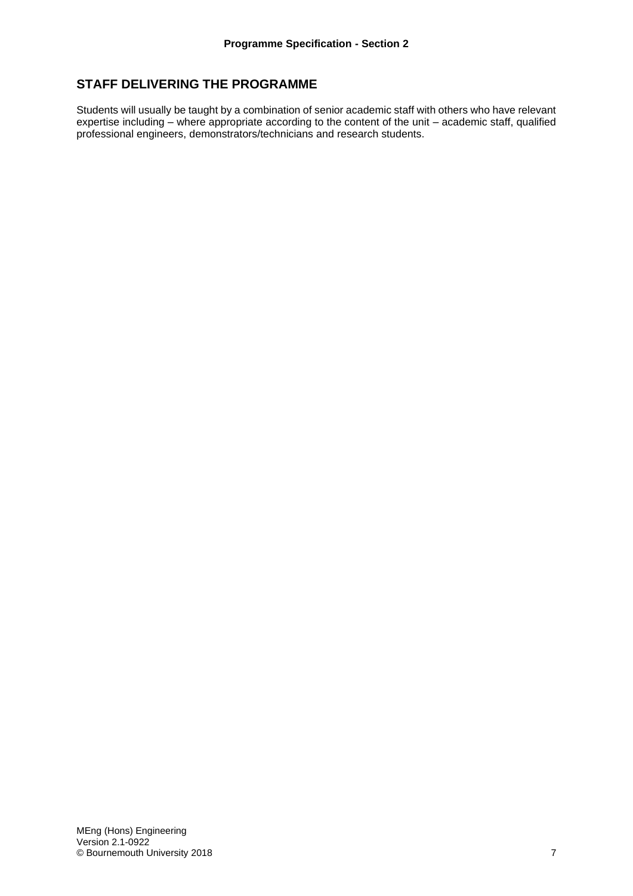## STAFF DELIVERING THE PROGRAMME

Students will usually be taught by a combination of senior academic staff with others who have relevant expertise including – where appropriate according to the content of the unit – academic staff, qualified professional engineers, demonstrators/technicians and research students.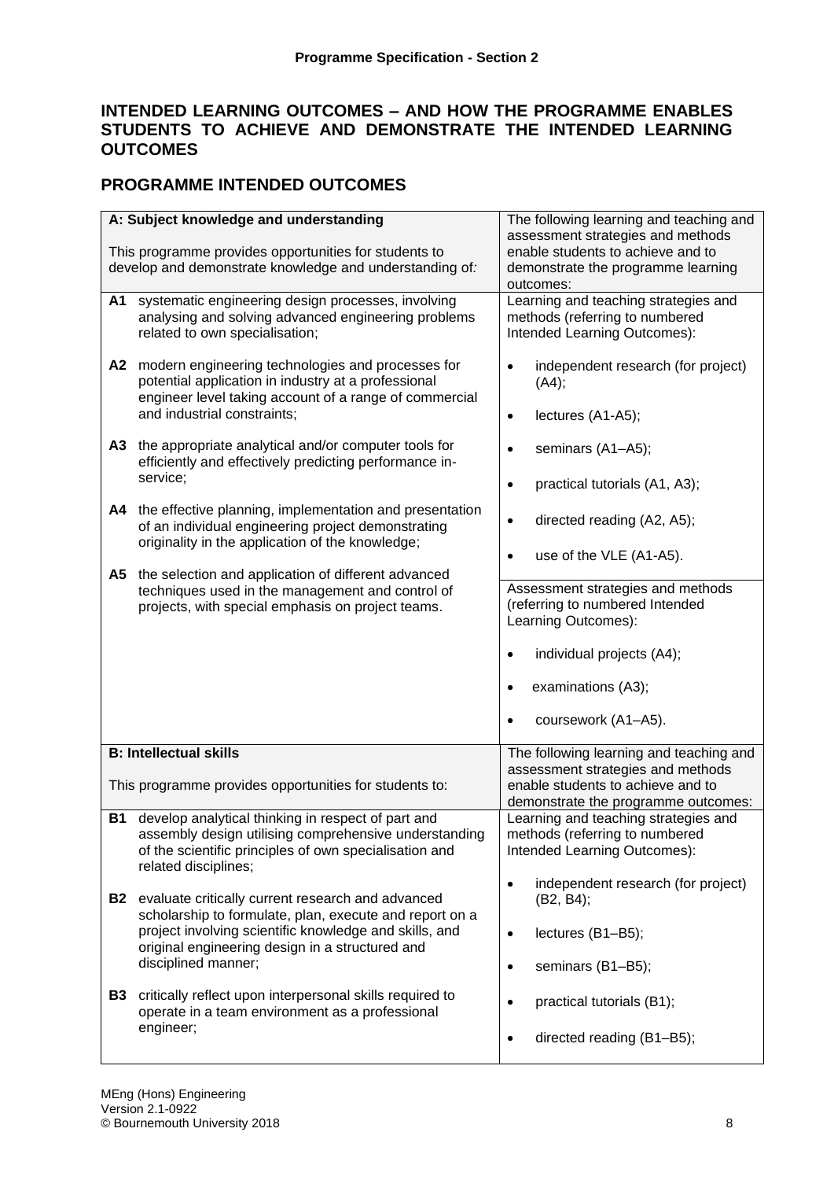## INTENDED LEARNING OUTCOMES – AND HOW THE PROGRAMME ENABLES STUDENTS TO ACHIEVE AND DEMONSTRATE THE INTENDED LEARNING OUTCOMES

## PROGRAMME INTENDED OUTCOMES

| **A: Subject knowledge and understanding**<br><br>This programme provides opportunities for students to develop and demonstrate knowledge and understanding of: | The following learning and teaching and assessment strategies and methods enable students to achieve and to demonstrate the programme learning outcomes: |
|---|---|
| **A1** systematic engineering design processes, involving analysing and solving advanced engineering problems related to own specialisation;<br><br>**A2** modern engineering technologies and processes for potential application in industry at a professional engineer level taking account of a range of commercial and industrial constraints;<br><br>**A3** the appropriate analytical and/or computer tools for efficiently and effectively predicting performance in-service;<br><br>**A4** the effective planning, implementation and presentation of an individual engineering project demonstrating originality in the application of the knowledge;<br><br>**A5** the selection and application of different advanced techniques used in the management and control of projects, with special emphasis on project teams. | Learning and teaching strategies and methods (referring to numbered Intended Learning Outcomes):<br><br>• independent research (for project) (A4);<br>• lectures (A1-A5);<br>• seminars (A1–A5);<br>• practical tutorials (A1, A3);<br>• directed reading (A2, A5);<br>• use of the VLE (A1-A5).<br><br>Assessment strategies and methods (referring to numbered Intended Learning Outcomes):<br><br>• individual projects (A4);<br>• examinations (A3);<br>• coursework (A1–A5). |
| **B: Intellectual skills**<br><br>This programme provides opportunities for students to: | The following learning and teaching and assessment strategies and methods enable students to achieve and to demonstrate the programme outcomes: |
| **B1** develop analytical thinking in respect of part and assembly design utilising comprehensive understanding of the scientific principles of own specialisation and related disciplines;<br><br>**B2** evaluate critically current research and advanced scholarship to formulate, plan, execute and report on a project involving scientific knowledge and skills, and original engineering design in a structured and disciplined manner;<br><br>**B3** critically reflect upon interpersonal skills required to operate in a team environment as a professional engineer; | Learning and teaching strategies and methods (referring to numbered Intended Learning Outcomes):<br><br>• independent research (for project) (B2, B4);<br>• lectures (B1–B5);<br>• seminars (B1–B5);<br>• practical tutorials (B1);<br>• directed reading (B1–B5); |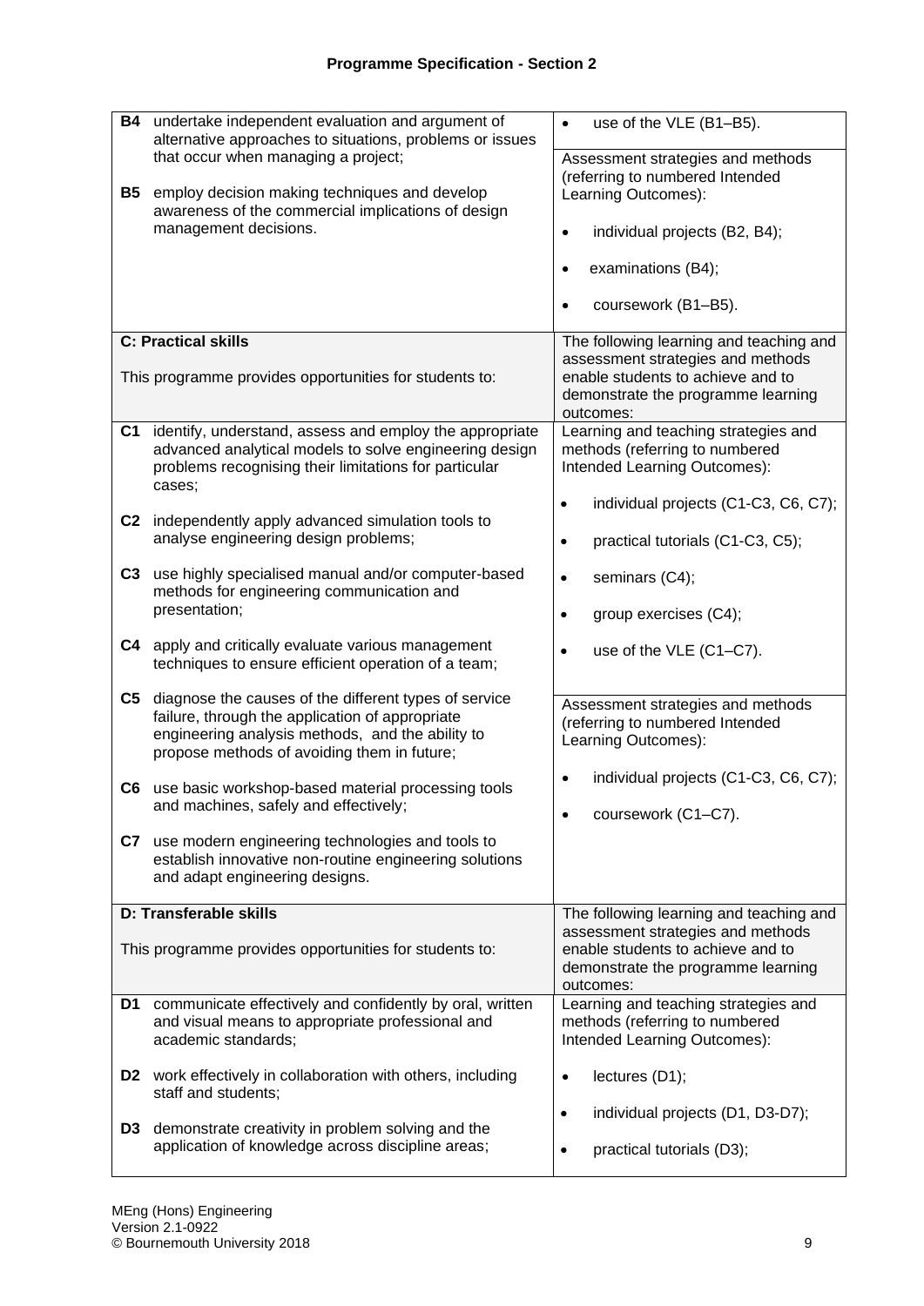## Programme Specification - Section 2

| | |
|---|---|
| **B4** undertake independent evaluation and argument of alternative approaches to situations, problems or issues that occur when managing a project;<br><br>**B5** employ decision making techniques and develop awareness of the commercial implications of design management decisions. | • use of the VLE (B1–B5).<br><br>Assessment strategies and methods (referring to numbered Intended Learning Outcomes):<br><br>• individual projects (B2, B4);<br>• examinations (B4);<br>• coursework (B1–B5). |
| **C: Practical skills**<br><br>This programme provides opportunities for students to: | The following learning and teaching and assessment strategies and methods enable students to achieve and to demonstrate the programme learning outcomes: |
| **C1** identify, understand, assess and employ the appropriate advanced analytical models to solve engineering design problems recognising their limitations for particular cases;<br><br>**C2** independently apply advanced simulation tools to analyse engineering design problems;<br><br>**C3** use highly specialised manual and/or computer-based methods for engineering communication and presentation;<br><br>**C4** apply and critically evaluate various management techniques to ensure efficient operation of a team;<br><br>**C5** diagnose the causes of the different types of service failure, through the application of appropriate engineering analysis methods, and the ability to propose methods of avoiding them in future;<br><br>**C6** use basic workshop-based material processing tools and machines, safely and effectively;<br><br>**C7** use modern engineering technologies and tools to establish innovative non-routine engineering solutions and adapt engineering designs. | Learning and teaching strategies and methods (referring to numbered Intended Learning Outcomes):<br><br>• individual projects (C1-C3, C6, C7);<br>• practical tutorials (C1-C3, C5);<br>• seminars (C4);<br>• group exercises (C4);<br>• use of the VLE (C1–C7).<br><br>Assessment strategies and methods (referring to numbered Intended Learning Outcomes):<br><br>• individual projects (C1-C3, C6, C7);<br>• coursework (C1–C7). |
| **D: Transferable skills**<br><br>This programme provides opportunities for students to: | The following learning and teaching and assessment strategies and methods enable students to achieve and to demonstrate the programme learning outcomes: |
| **D1** communicate effectively and confidently by oral, written and visual means to appropriate professional and academic standards;<br><br>**D2** work effectively in collaboration with others, including staff and students;<br><br>**D3** demonstrate creativity in problem solving and the application of knowledge across discipline areas; | Learning and teaching strategies and methods (referring to numbered Intended Learning Outcomes):<br><br>• lectures (D1);<br>• individual projects (D1, D3-D7);<br>• practical tutorials (D3); |

MEng (Hons) Engineering
Version 2.1-0922
© Bournemouth University 2018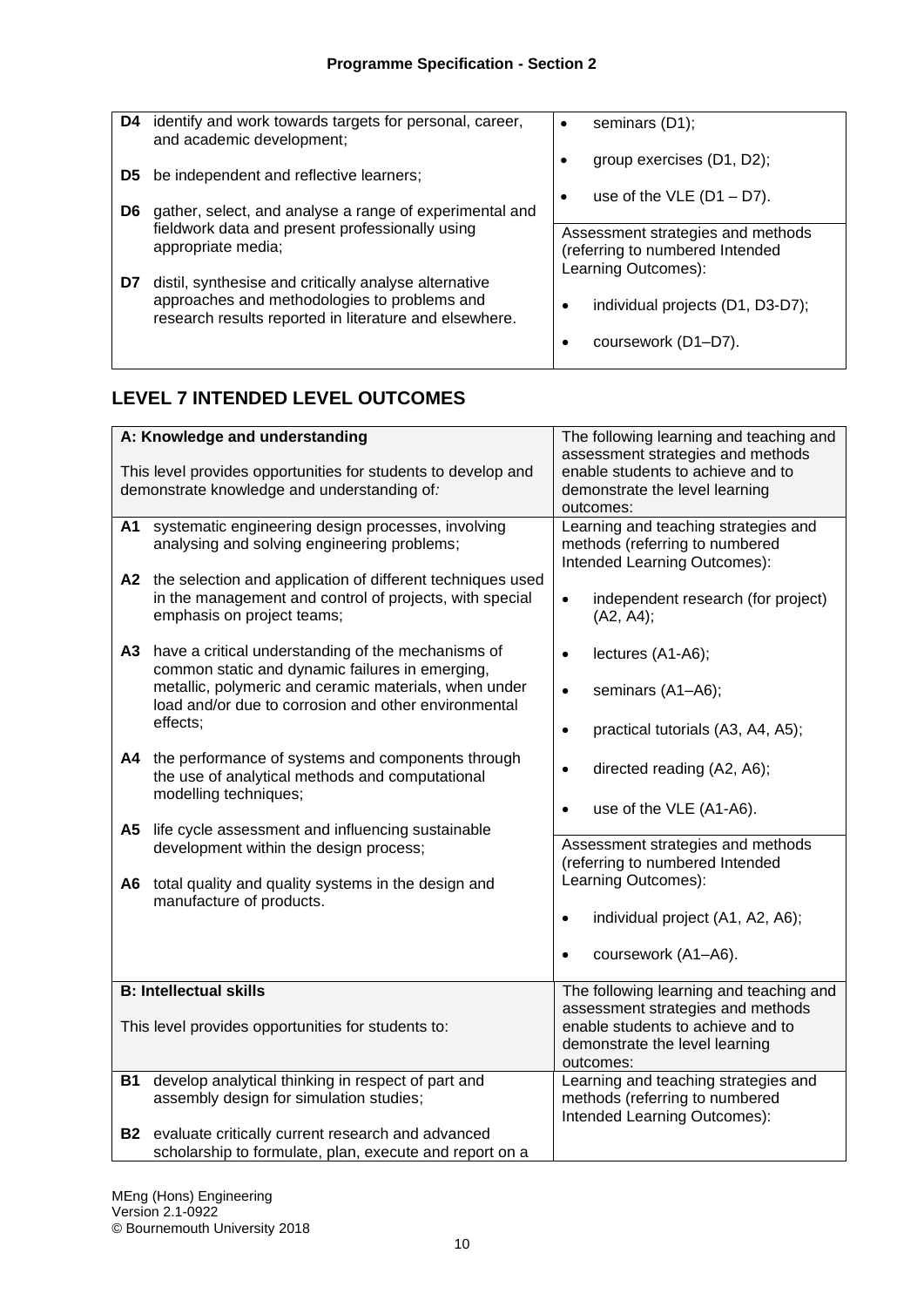| | |
|---|---|
| **D4** identify and work towards targets for personal, career, and academic development;<br><br>**D5** be independent and reflective learners;<br><br>**D6** gather, select, and analyse a range of experimental and fieldwork data and present professionally using appropriate media;<br><br>**D7** distil, synthesise and critically analyse alternative approaches and methodologies to problems and research results reported in literature and elsewhere. | • seminars (D1);<br>• group exercises (D1, D2);<br>• use of the VLE (D1 – D7).<br><br>Assessment strategies and methods (referring to numbered Intended Learning Outcomes):<br><br>• individual projects (D1, D3-D7);<br>• coursework (D1–D7). |

## LEVEL 7 INTENDED LEVEL OUTCOMES

| **A: Knowledge and understanding**<br><br>This level provides opportunities for students to develop and demonstrate knowledge and understanding of: | The following learning and teaching and assessment strategies and methods enable students to achieve and to demonstrate the level learning outcomes: |
|---|---|
| **A1** systematic engineering design processes, involving analysing and solving engineering problems;<br><br>**A2** the selection and application of different techniques used in the management and control of projects, with special emphasis on project teams;<br><br>**A3** have a critical understanding of the mechanisms of common static and dynamic failures in emerging, metallic, polymeric and ceramic materials, when under load and/or due to corrosion and other environmental effects;<br><br>**A4** the performance of systems and components through the use of analytical methods and computational modelling techniques;<br><br>**A5** life cycle assessment and influencing sustainable development within the design process;<br><br>**A6** total quality and quality systems in the design and manufacture of products. | Learning and teaching strategies and methods (referring to numbered Intended Learning Outcomes):<br><br>• independent research (for project) (A2, A4);<br>• lectures (A1-A6);<br>• seminars (A1–A6);<br>• practical tutorials (A3, A4, A5);<br>• directed reading (A2, A6);<br>• use of the VLE (A1-A6).<br><br>Assessment strategies and methods (referring to numbered Intended Learning Outcomes):<br><br>• individual project (A1, A2, A6);<br>• coursework (A1–A6). |
| **B: Intellectual skills**<br><br>This level provides opportunities for students to: | The following learning and teaching and assessment strategies and methods enable students to achieve and to demonstrate the level learning outcomes: |
| **B1** develop analytical thinking in respect of part and assembly design for simulation studies;<br><br>**B2** evaluate critically current research and advanced scholarship to formulate, plan, execute and report on a | Learning and teaching strategies and methods (referring to numbered Intended Learning Outcomes): |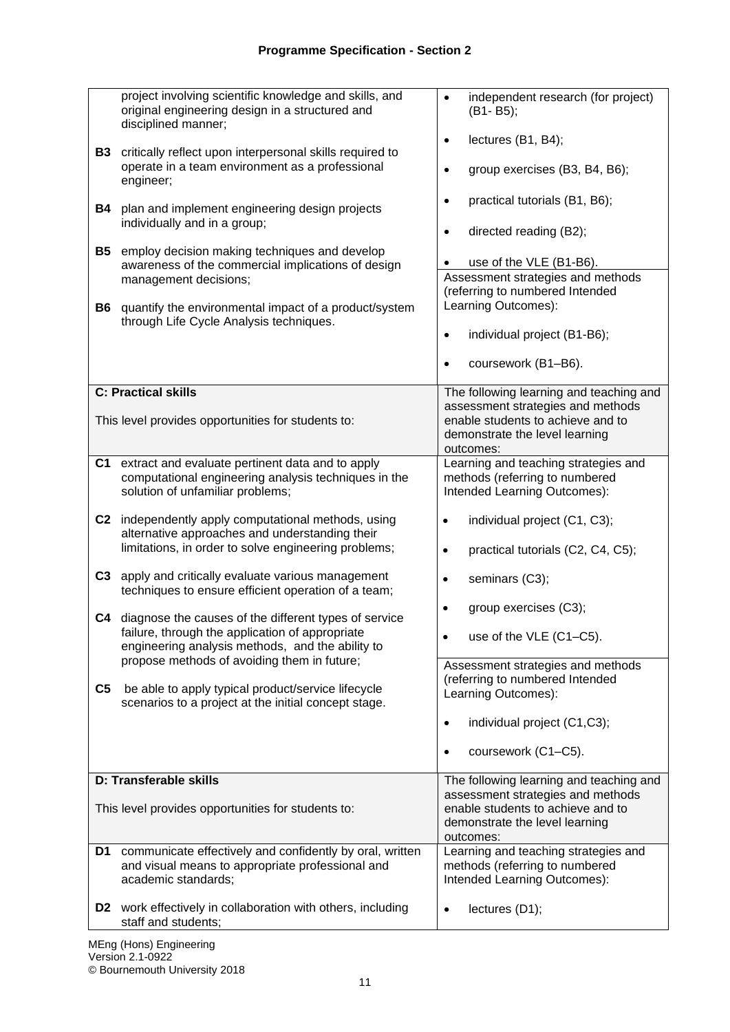**Programme Specification - Section 2**

| | |
|---|---|
| project involving scientific knowledge and skills, and original engineering design in a structured and disciplined manner;<br><br>**B3** critically reflect upon interpersonal skills required to operate in a team environment as a professional engineer;<br><br>**B4** plan and implement engineering design projects individually and in a group;<br><br>**B5** employ decision making techniques and develop awareness of the commercial implications of design management decisions;<br><br>**B6** quantify the environmental impact of a product/system through Life Cycle Analysis techniques. | • independent research (for project) (B1- B5);<br>• lectures (B1, B4);<br>• group exercises (B3, B4, B6);<br>• practical tutorials (B1, B6);<br>• directed reading (B2);<br>• use of the VLE (B1-B6).<br><br>Assessment strategies and methods (referring to numbered Intended Learning Outcomes):<br>• individual project (B1-B6);<br>• coursework (B1–B6). |
| **C: Practical skills**<br><br>This level provides opportunities for students to: | The following learning and teaching and assessment strategies and methods enable students to achieve and to demonstrate the level learning outcomes: |
| **C1** extract and evaluate pertinent data and to apply computational engineering analysis techniques in the solution of unfamiliar problems;<br><br>**C2** independently apply computational methods, using alternative approaches and understanding their limitations, in order to solve engineering problems;<br><br>**C3** apply and critically evaluate various management techniques to ensure efficient operation of a team;<br><br>**C4** diagnose the causes of the different types of service failure, through the application of appropriate engineering analysis methods, and the ability to propose methods of avoiding them in future;<br><br>**C5** be able to apply typical product/service lifecycle scenarios to a project at the initial concept stage. | Learning and teaching strategies and methods (referring to numbered Intended Learning Outcomes):<br>• individual project (C1, C3);<br>• practical tutorials (C2, C4, C5);<br>• seminars (C3);<br>• group exercises (C3);<br>• use of the VLE (C1–C5).<br><br>Assessment strategies and methods (referring to numbered Intended Learning Outcomes):<br>• individual project (C1,C3);<br>• coursework (C1–C5). |
| **D: Transferable skills**<br><br>This level provides opportunities for students to: | The following learning and teaching and assessment strategies and methods enable students to achieve and to demonstrate the level learning outcomes: |
| **D1** communicate effectively and confidently by oral, written and visual means to appropriate professional and academic standards;<br><br>**D2** work effectively in collaboration with others, including staff and students; | Learning and teaching strategies and methods (referring to numbered Intended Learning Outcomes):<br>• lectures (D1); |

MEng (Hons) Engineering
Version 2.1-0922
© Bournemouth University 2018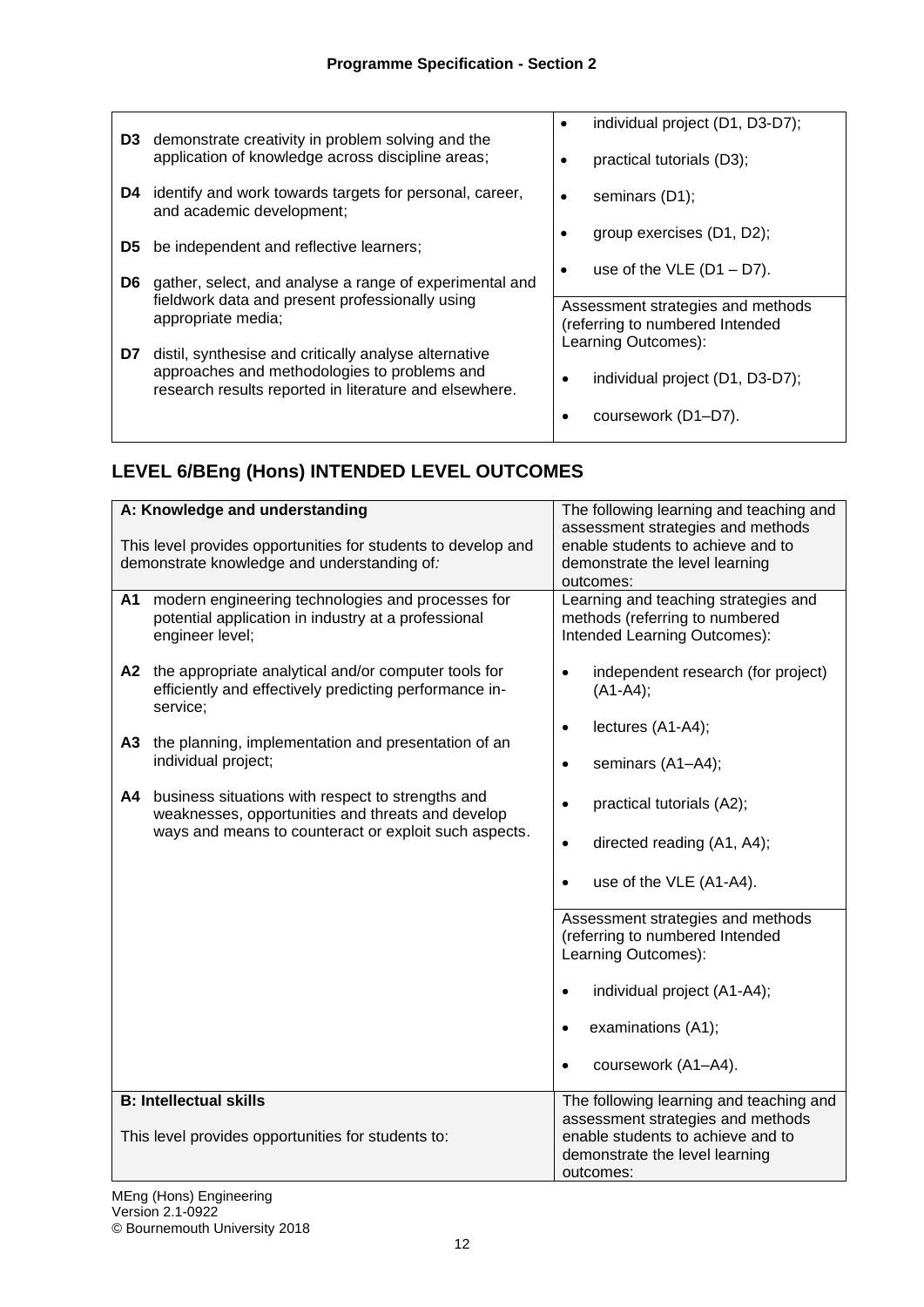| | |
|---|---|
| **D3** demonstrate creativity in problem solving and the application of knowledge across discipline areas;<br><br>**D4** identify and work towards targets for personal, career, and academic development;<br><br>**D5** be independent and reflective learners;<br><br>**D6** gather, select, and analyse a range of experimental and fieldwork data and present professionally using appropriate media;<br><br>**D7** distil, synthesise and critically analyse alternative approaches and methodologies to problems and research results reported in literature and elsewhere. | • individual project (D1, D3-D7);<br>• practical tutorials (D3);<br>• seminars (D1);<br>• group exercises (D1, D2);<br>• use of the VLE (D1 – D7).<br><br>Assessment strategies and methods (referring to numbered Intended Learning Outcomes):<br><br>• individual project (D1, D3-D7);<br>• coursework (D1–D7). |

## LEVEL 6/BEng (Hons) INTENDED LEVEL OUTCOMES

| **A: Knowledge and understanding**<br><br>This level provides opportunities for students to develop and demonstrate knowledge and understanding of: | The following learning and teaching and assessment strategies and methods enable students to achieve and to demonstrate the level learning outcomes: |
|---|---|
| **A1** modern engineering technologies and processes for potential application in industry at a professional engineer level;<br><br>**A2** the appropriate analytical and/or computer tools for efficiently and effectively predicting performance in-service;<br><br>**A3** the planning, implementation and presentation of an individual project;<br><br>**A4** business situations with respect to strengths and weaknesses, opportunities and threats and develop ways and means to counteract or exploit such aspects. | Learning and teaching strategies and methods (referring to numbered Intended Learning Outcomes):<br><br>• independent research (for project) (A1-A4);<br>• lectures (A1-A4);<br>• seminars (A1–A4);<br>• practical tutorials (A2);<br>• directed reading (A1, A4);<br>• use of the VLE (A1-A4).<br><br>Assessment strategies and methods (referring to numbered Intended Learning Outcomes):<br><br>• individual project (A1-A4);<br>• examinations (A1);<br>• coursework (A1–A4). |
| **B: Intellectual skills**<br><br>This level provides opportunities for students to: | The following learning and teaching and assessment strategies and methods enable students to achieve and to demonstrate the level learning outcomes: |

MEng (Hons) Engineering
Version 2.1-0922
© Bournemouth University 2018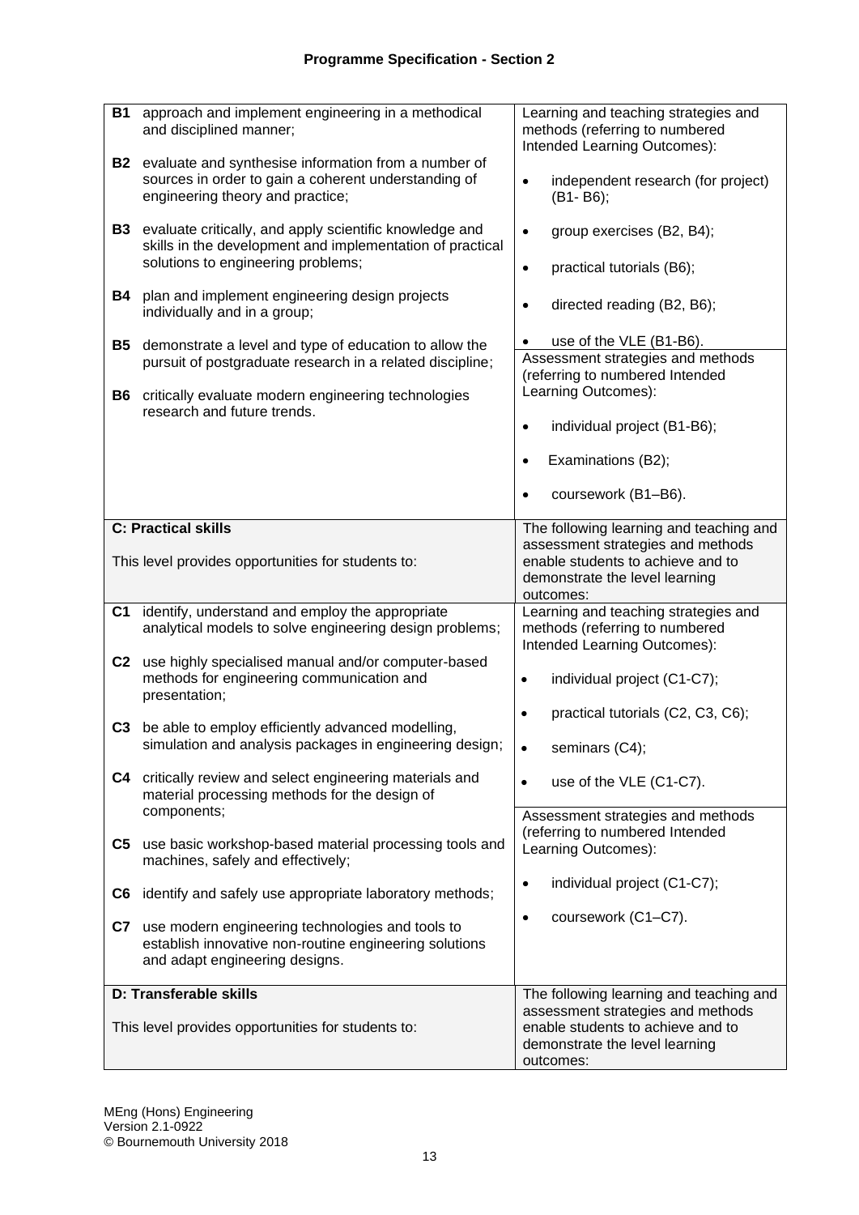## Programme Specification - Section 2

| | |
|---|---|
| **B1** approach and implement engineering in a methodical and disciplined manner;<br><br>**B2** evaluate and synthesise information from a number of sources in order to gain a coherent understanding of engineering theory and practice;<br><br>**B3** evaluate critically, and apply scientific knowledge and skills in the development and implementation of practical solutions to engineering problems;<br><br>**B4** plan and implement engineering design projects individually and in a group;<br><br>**B5** demonstrate a level and type of education to allow the pursuit of postgraduate research in a related discipline;<br><br>**B6** critically evaluate modern engineering technologies research and future trends. | Learning and teaching strategies and methods (referring to numbered Intended Learning Outcomes):<br><br>• independent research (for project) (B1- B6);<br>• group exercises (B2, B4);<br>• practical tutorials (B6);<br>• directed reading (B2, B6);<br>• use of the VLE (B1-B6).<br><br>Assessment strategies and methods (referring to numbered Intended Learning Outcomes):<br><br>• individual project (B1-B6);<br>• Examinations (B2);<br>• coursework (B1–B6). |
| **C: Practical skills**<br><br>This level provides opportunities for students to: | The following learning and teaching and assessment strategies and methods enable students to achieve and to demonstrate the level learning outcomes: |
| **C1** identify, understand and employ the appropriate analytical models to solve engineering design problems;<br><br>**C2** use highly specialised manual and/or computer-based methods for engineering communication and presentation;<br><br>**C3** be able to employ efficiently advanced modelling, simulation and analysis packages in engineering design;<br><br>**C4** critically review and select engineering materials and material processing methods for the design of components;<br><br>**C5** use basic workshop-based material processing tools and machines, safely and effectively;<br><br>**C6** identify and safely use appropriate laboratory methods;<br><br>**C7** use modern engineering technologies and tools to establish innovative non-routine engineering solutions and adapt engineering designs. | Learning and teaching strategies and methods (referring to numbered Intended Learning Outcomes):<br><br>• individual project (C1-C7);<br>• practical tutorials (C2, C3, C6);<br>• seminars (C4);<br>• use of the VLE (C1-C7).<br><br>Assessment strategies and methods (referring to numbered Intended Learning Outcomes):<br><br>• individual project (C1-C7);<br>• coursework (C1–C7). |
| **D: Transferable skills**<br><br>This level provides opportunities for students to: | The following learning and teaching and assessment strategies and methods enable students to achieve and to demonstrate the level learning outcomes: |

MEng (Hons) Engineering
Version 2.1-0922
© Bournemouth University 2018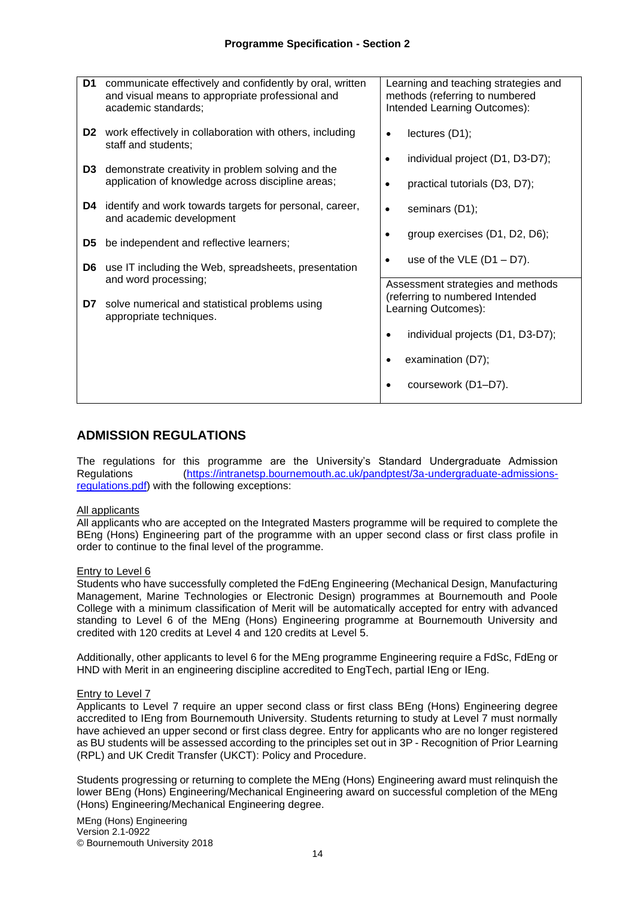| | |
|---|---|
| **D1** communicate effectively and confidently by oral, written and visual means to appropriate professional and academic standards;<br><br>**D2** work effectively in collaboration with others, including staff and students;<br><br>**D3** demonstrate creativity in problem solving and the application of knowledge across discipline areas;<br><br>**D4** identify and work towards targets for personal, career, and academic development<br><br>**D5** be independent and reflective learners;<br><br>**D6** use IT including the Web, spreadsheets, presentation and word processing;<br><br>**D7** solve numerical and statistical problems using appropriate techniques. | Learning and teaching strategies and methods (referring to numbered Intended Learning Outcomes):<br><br>• lectures (D1);<br>• individual project (D1, D3-D7);<br>• practical tutorials (D3, D7);<br>• seminars (D1);<br>• group exercises (D1, D2, D6);<br>• use of the VLE (D1 – D7).<br><br>Assessment strategies and methods (referring to numbered Intended Learning Outcomes):<br><br>• individual projects (D1, D3-D7);<br>• examination (D7);<br>• coursework (D1–D7). |

## ADMISSION REGULATIONS

The regulations for this programme are the University's Standard Undergraduate Admission Regulations (https://intranetsp.bournemouth.ac.uk/pandptest/3a-undergraduate-admissions-regulations.pdf) with the following exceptions:

All applicants

All applicants who are accepted on the Integrated Masters programme will be required to complete the BEng (Hons) Engineering part of the programme with an upper second class or first class profile in order to continue to the final level of the programme.

Entry to Level 6

Students who have successfully completed the FdEng Engineering (Mechanical Design, Manufacturing Management, Marine Technologies or Electronic Design) programmes at Bournemouth and Poole College with a minimum classification of Merit will be automatically accepted for entry with advanced standing to Level 6 of the MEng (Hons) Engineering programme at Bournemouth University and credited with 120 credits at Level 4 and 120 credits at Level 5.

Additionally, other applicants to level 6 for the MEng programme Engineering require a FdSc, FdEng or HND with Merit in an engineering discipline accredited to EngTech, partial IEng or IEng.

Entry to Level 7

Applicants to Level 7 require an upper second class or first class BEng (Hons) Engineering degree accredited to IEng from Bournemouth University. Students returning to study at Level 7 must normally have achieved an upper second or first class degree. Entry for applicants who are no longer registered as BU students will be assessed according to the principles set out in 3P - Recognition of Prior Learning (RPL) and UK Credit Transfer (UKCT): Policy and Procedure.

Students progressing or returning to complete the MEng (Hons) Engineering award must relinquish the lower BEng (Hons) Engineering/Mechanical Engineering award on successful completion of the MEng (Hons) Engineering/Mechanical Engineering degree.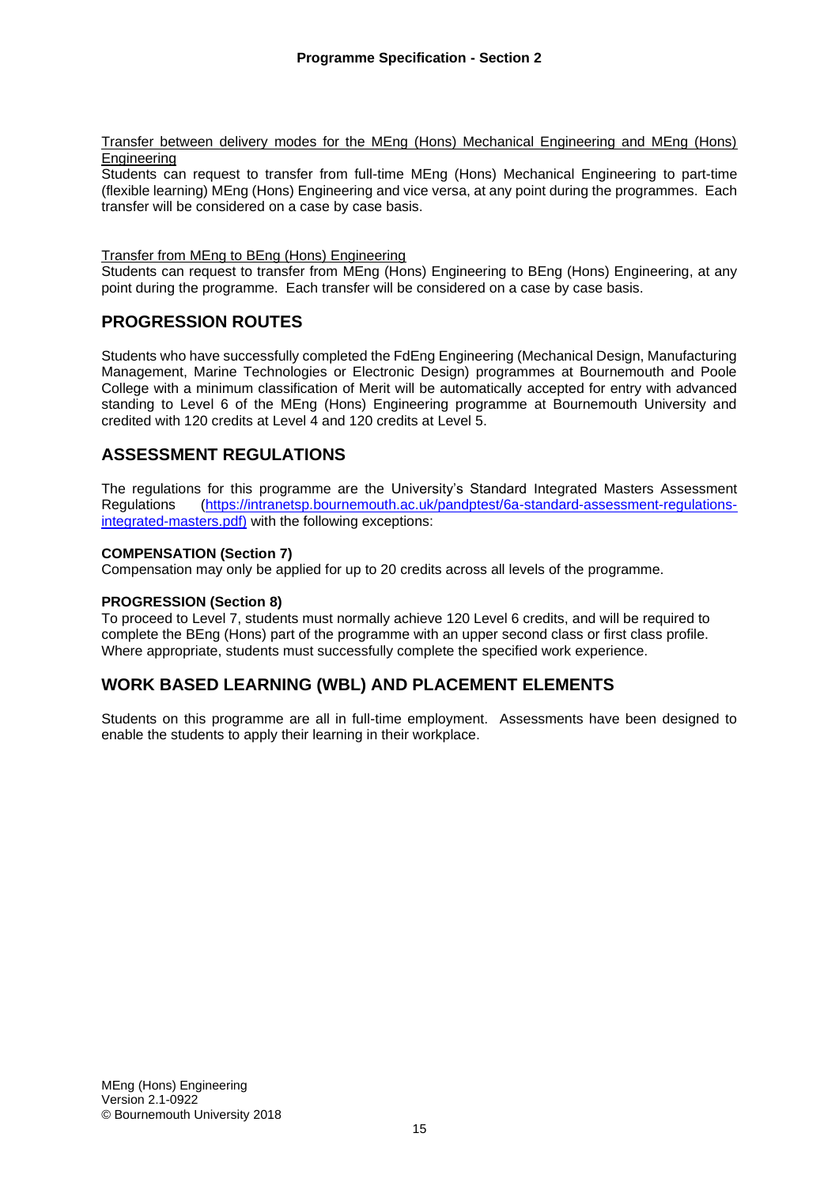Transfer between delivery modes for the MEng (Hons) Mechanical Engineering and MEng (Hons) Engineering

Students can request to transfer from full-time MEng (Hons) Mechanical Engineering to part-time (flexible learning) MEng (Hons) Engineering and vice versa, at any point during the programmes. Each transfer will be considered on a case by case basis.

Transfer from MEng to BEng (Hons) Engineering

Students can request to transfer from MEng (Hons) Engineering to BEng (Hons) Engineering, at any point during the programme. Each transfer will be considered on a case by case basis.

## PROGRESSION ROUTES

Students who have successfully completed the FdEng Engineering (Mechanical Design, Manufacturing Management, Marine Technologies or Electronic Design) programmes at Bournemouth and Poole College with a minimum classification of Merit will be automatically accepted for entry with advanced standing to Level 6 of the MEng (Hons) Engineering programme at Bournemouth University and credited with 120 credits at Level 4 and 120 credits at Level 5.

## ASSESSMENT REGULATIONS

The regulations for this programme are the University's Standard Integrated Masters Assessment Regulations (https://intranetsp.bournemouth.ac.uk/pandptest/6a-standard-assessment-regulations-integrated-masters.pdf) with the following exceptions:

**COMPENSATION (Section 7)**

Compensation may only be applied for up to 20 credits across all levels of the programme.

**PROGRESSION (Section 8)**

To proceed to Level 7, students must normally achieve 120 Level 6 credits, and will be required to complete the BEng (Hons) part of the programme with an upper second class or first class profile. Where appropriate, students must successfully complete the specified work experience.

## WORK BASED LEARNING (WBL) AND PLACEMENT ELEMENTS

Students on this programme are all in full-time employment. Assessments have been designed to enable the students to apply their learning in their workplace.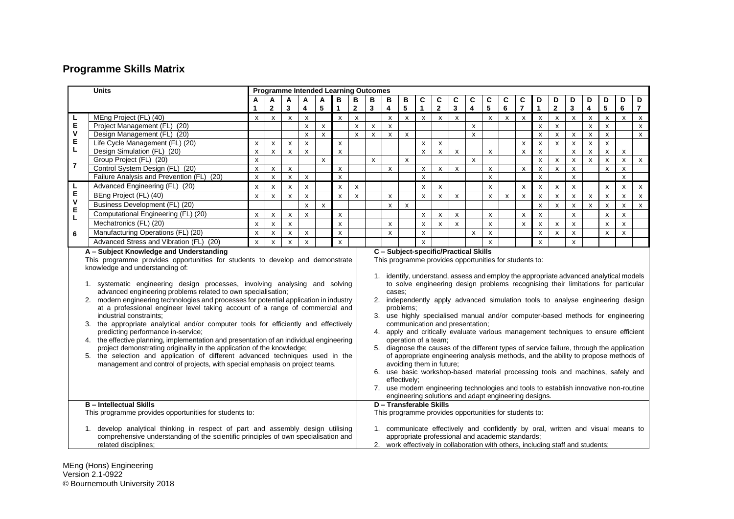## Programme Skills Matrix

| | Units | Programme Intended Learning Outcomes | | | | | | | | | | | | | | | | | | | | | | | |
|---|---|---|---|---|---|---|---|---|---|---|---|---|---|---|---|---|---|---|---|---|---|---|---|---|---|
| | | A 1 | A 2 | A 3 | A 4 | A 5 | B 1 | B 2 | B 3 | B 4 | B 5 | C 1 | C 2 | C 3 | C 4 | C 5 | C 6 | C 7 | D 1 | D 2 | D 3 | D 4 | D 5 | D 6 | D 7 |
| LEVEL 7 | MEng Project (FL) (40) | x | x | x | x | | x | x | | x | x | x | x | x | | x | x | x | x | x | x | x | x | x | x |
| | Project Management (FL) (20) | | | | x | x | | x | | x | | | | | x | | | | x | x | | x | x | | x |
| | Design Management (FL) (20) | | | | x | x | | x | x | x | x | | | | x | | | | x | x | x | x | x | | x |
| | Life Cycle Management (FL) (20) | x | x | x | x | | x | | | | | x | x | | | | | x | x | x | x | x | x | | |
| | Design Simulation (FL) (20) | x | x | x | x | | x | | | | | x | x | x | | x | | x | x | | x | x | x | x | |
| | Group Project (FL) (20) | x | | | | x | | | x | | x | | | | x | | | | x | x | x | x | x | x | x |
| | Control System Design (FL) (20) | x | x | x | | | x | | | x | | x | x | x | | x | | x | x | x | x | | x | x | |
| | Failure Analysis and Prevention (FL) (20) | x | x | x | x | | x | | | | | x | | | | x | | | x | | x | | | x | |
| LEVEL 6 | Advanced Engineering (FL) (20) | x | x | x | x | | x | x | | | | x | x | | | x | | x | x | x | x | | x | x | x |
| | BEng Project (FL) (40) | x | x | x | x | | x | x | | x | | x | x | x | | x | x | x | x | x | x | x | x | x | x |
| | Business Development (FL) (20) | | | | x | x | | | | x | x | | | | | | | | x | x | x | x | x | x | x |
| | Computational Engineering (FL) (20) | x | x | x | x | | x | | | | | x | x | x | | x | | x | x | | x | | x | x | |
| | Mechatronics (FL) (20) | x | x | x | | | x | | | x | | x | x | x | | x | | x | x | x | x | | x | x | |
| | Manufacturing Operations (FL) (20) | x | x | x | x | | x | | | x | | x | | | x | x | | | x | x | x | | x | x | |
| | Advanced Stress and Vibration (FL) (20) | x | x | x | x | | x | | | | | x | | | | x | | | x | | x | | | | |

**A – Subject Knowledge and Understanding**

This programme provides opportunities for students to develop and demonstrate knowledge and understanding of:

1. systematic engineering design processes, involving analysing and solving advanced engineering problems related to own specialisation;
2. modern engineering technologies and processes for potential application in industry at a professional engineer level taking account of a range of commercial and industrial constraints;
3. the appropriate analytical and/or computer tools for efficiently and effectively predicting performance in-service;
4. the effective planning, implementation and presentation of an individual engineering project demonstrating originality in the application of the knowledge;
5. the selection and application of different advanced techniques used in the management and control of projects, with special emphasis on project teams.

**C – Subject-specific/Practical Skills**

This programme provides opportunities for students to:

1. identify, understand, assess and employ the appropriate advanced analytical models to solve engineering design problems recognising their limitations for particular cases;
2. independently apply advanced simulation tools to analyse engineering design problems;
3. use highly specialised manual and/or computer-based methods for engineering communication and presentation;
4. apply and critically evaluate various management techniques to ensure efficient operation of a team;
5. diagnose the causes of the different types of service failure, through the application of appropriate engineering analysis methods, and the ability to propose methods of avoiding them in future;
6. use basic workshop-based material processing tools and machines, safely and effectively;
7. use modern engineering technologies and tools to establish innovative non-routine engineering solutions and adapt engineering designs.

**B – Intellectual Skills**

This programme provides opportunities for students to:

1. develop analytical thinking in respect of part and assembly design utilising comprehensive understanding of the scientific principles of own specialisation and related disciplines;

**D – Transferable Skills**

This programme provides opportunities for students to:

1. communicate effectively and confidently by oral, written and visual means to appropriate professional and academic standards;
2. work effectively in collaboration with others, including staff and students;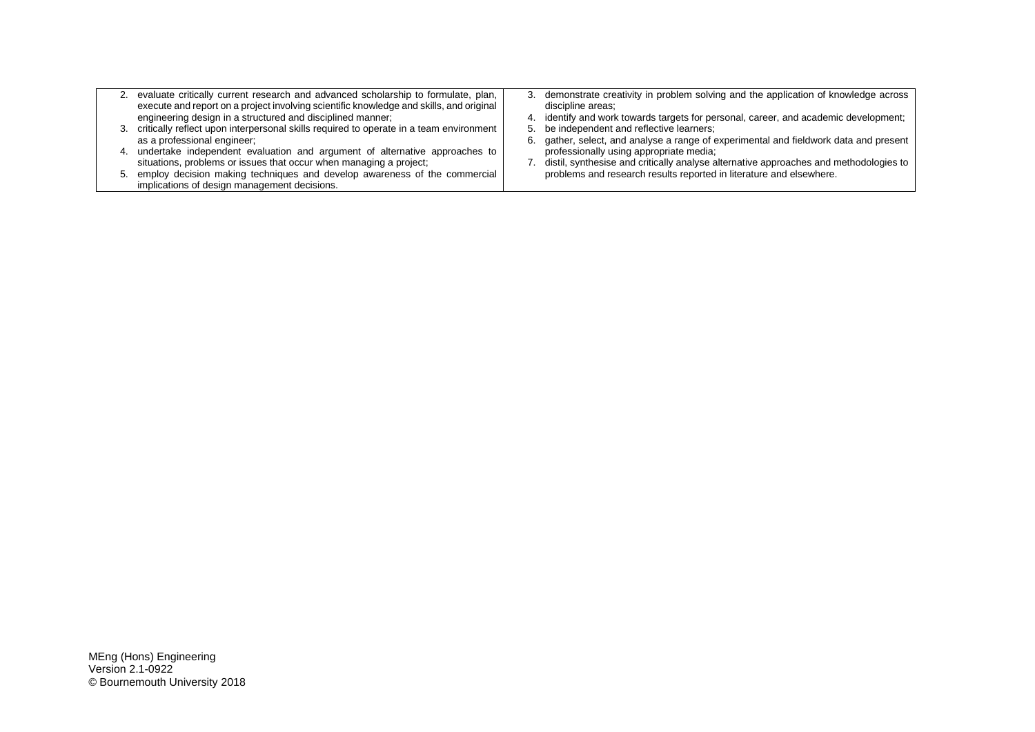| | |
|---|---|
| 2. evaluate critically current research and advanced scholarship to formulate, plan, execute and report on a project involving scientific knowledge and skills, and original engineering design in a structured and disciplined manner;<br>3. critically reflect upon interpersonal skills required to operate in a team environment as a professional engineer;<br>4. undertake independent evaluation and argument of alternative approaches to situations, problems or issues that occur when managing a project;<br>5. employ decision making techniques and develop awareness of the commercial implications of design management decisions. | 3. demonstrate creativity in problem solving and the application of knowledge across discipline areas;<br>4. identify and work towards targets for personal, career, and academic development;<br>5. be independent and reflective learners;<br>6. gather, select, and analyse a range of experimental and fieldwork data and present professionally using appropriate media;<br>7. distil, synthesise and critically analyse alternative approaches and methodologies to problems and research results reported in literature and elsewhere. |

MEng (Hons) Engineering
Version 2.1-0922
© Bournemouth University 2018